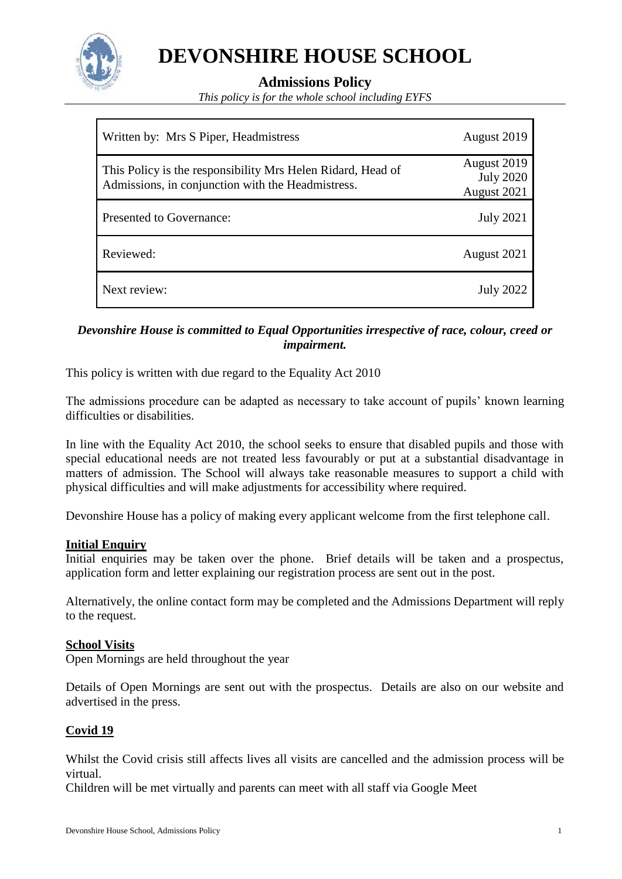# DEVONSHIRE HOUSE SCHOOL

## Admissions Policy

*This policy is for the whole school including EYFS*

| | |
|---|---|
| Written by: Mrs S Piper, Headmistress | August 2019 |
| This Policy is the responsibility Mrs Helen Ridard, Head of Admissions, in conjunction with the Headmistress. | August 2019<br>July 2020<br>August 2021 |
| Presented to Governance: | July 2021 |
| Reviewed: | August 2021 |
| Next review: | July 2022 |

***Devonshire House is committed to Equal Opportunities irrespective of race, colour, creed or impairment.***

This policy is written with due regard to the Equality Act 2010

The admissions procedure can be adapted as necessary to take account of pupils' known learning difficulties or disabilities.

In line with the Equality Act 2010, the school seeks to ensure that disabled pupils and those with special educational needs are not treated less favourably or put at a substantial disadvantage in matters of admission. The School will always take reasonable measures to support a child with physical difficulties and will make adjustments for accessibility where required.

Devonshire House has a policy of making every applicant welcome from the first telephone call.

**Initial Enquiry**

Initial enquiries may be taken over the phone. Brief details will be taken and a prospectus, application form and letter explaining our registration process are sent out in the post.

Alternatively, the online contact form may be completed and the Admissions Department will reply to the request.

**School Visits**

Open Mornings are held throughout the year

Details of Open Mornings are sent out with the prospectus. Details are also on our website and advertised in the press.

**Covid 19**

Whilst the Covid crisis still affects lives all visits are cancelled and the admission process will be virtual.

Children will be met virtually and parents can meet with all staff via Google Meet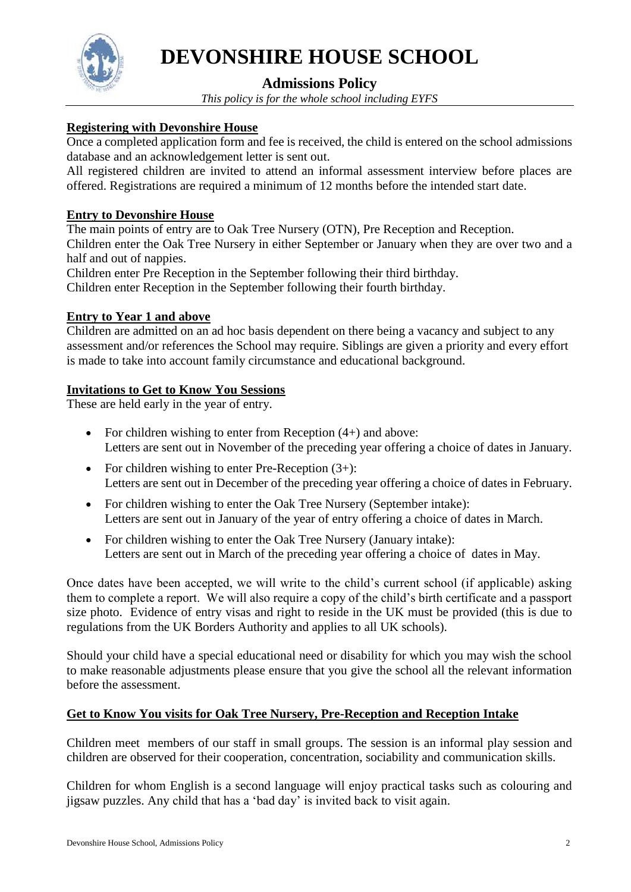# DEVONSHIRE HOUSE SCHOOL

## Admissions Policy

*This policy is for the whole school including EYFS*

**Registering with Devonshire House**

Once a completed application form and fee is received, the child is entered on the school admissions database and an acknowledgement letter is sent out.

All registered children are invited to attend an informal assessment interview before places are offered. Registrations are required a minimum of 12 months before the intended start date.

**Entry to Devonshire House**

The main points of entry are to Oak Tree Nursery (OTN), Pre Reception and Reception.

Children enter the Oak Tree Nursery in either September or January when they are over two and a half and out of nappies.

Children enter Pre Reception in the September following their third birthday.

Children enter Reception in the September following their fourth birthday.

**Entry to Year 1 and above**

Children are admitted on an ad hoc basis dependent on there being a vacancy and subject to any assessment and/or references the School may require. Siblings are given a priority and every effort is made to take into account family circumstance and educational background.

**Invitations to Get to Know You Sessions**

These are held early in the year of entry.

- For children wishing to enter from Reception (4+) and above: Letters are sent out in November of the preceding year offering a choice of dates in January.
- For children wishing to enter Pre-Reception (3+): Letters are sent out in December of the preceding year offering a choice of dates in February.
- For children wishing to enter the Oak Tree Nursery (September intake): Letters are sent out in January of the year of entry offering a choice of dates in March.
- For children wishing to enter the Oak Tree Nursery (January intake): Letters are sent out in March of the preceding year offering a choice of dates in May.

Once dates have been accepted, we will write to the child's current school (if applicable) asking them to complete a report. We will also require a copy of the child's birth certificate and a passport size photo. Evidence of entry visas and right to reside in the UK must be provided (this is due to regulations from the UK Borders Authority and applies to all UK schools).

Should your child have a special educational need or disability for which you may wish the school to make reasonable adjustments please ensure that you give the school all the relevant information before the assessment.

**Get to Know You visits for Oak Tree Nursery, Pre-Reception and Reception Intake**

Children meet members of our staff in small groups. The session is an informal play session and children are observed for their cooperation, concentration, sociability and communication skills.

Children for whom English is a second language will enjoy practical tasks such as colouring and jigsaw puzzles. Any child that has a 'bad day' is invited back to visit again.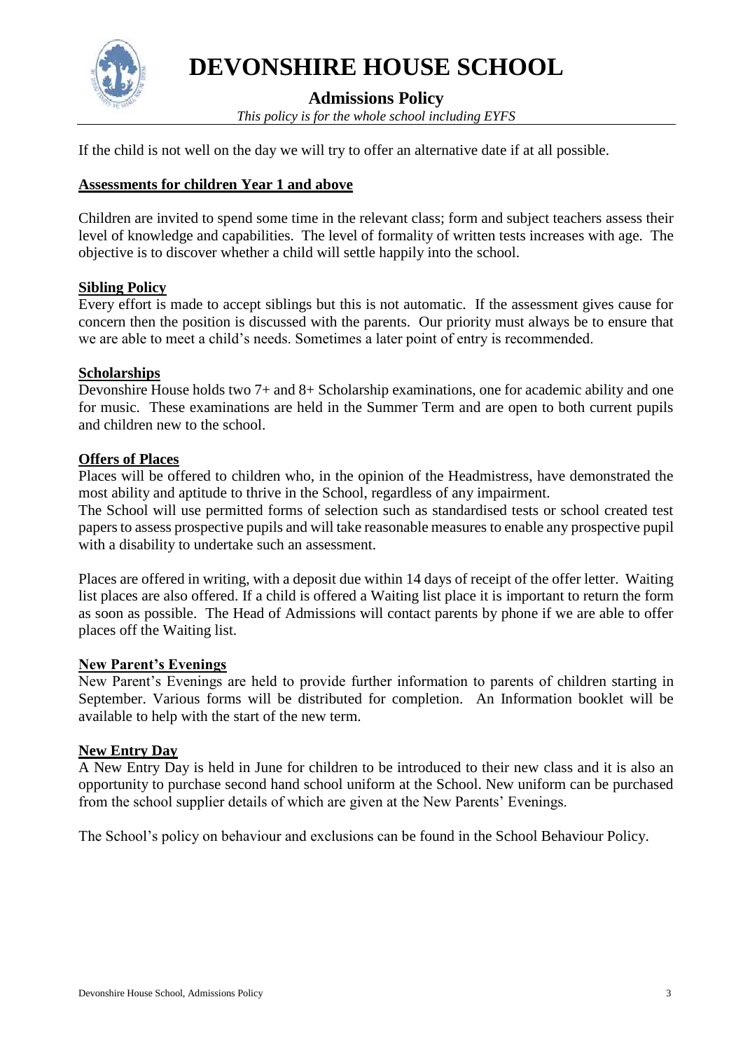If the child is not well on the day we will try to offer an alternative date if at all possible.

## Assessments for children Year 1 and above

Children are invited to spend some time in the relevant class; form and subject teachers assess their level of knowledge and capabilities. The level of formality of written tests increases with age. The objective is to discover whether a child will settle happily into the school.

## Sibling Policy

Every effort is made to accept siblings but this is not automatic. If the assessment gives cause for concern then the position is discussed with the parents. Our priority must always be to ensure that we are able to meet a child's needs. Sometimes a later point of entry is recommended.

## Scholarships

Devonshire House holds two 7+ and 8+ Scholarship examinations, one for academic ability and one for music. These examinations are held in the Summer Term and are open to both current pupils and children new to the school.

## Offers of Places

Places will be offered to children who, in the opinion of the Headmistress, have demonstrated the most ability and aptitude to thrive in the School, regardless of any impairment.
The School will use permitted forms of selection such as standardised tests or school created test papers to assess prospective pupils and will take reasonable measures to enable any prospective pupil with a disability to undertake such an assessment.

Places are offered in writing, with a deposit due within 14 days of receipt of the offer letter. Waiting list places are also offered. If a child is offered a Waiting list place it is important to return the form as soon as possible. The Head of Admissions will contact parents by phone if we are able to offer places off the Waiting list.

## New Parent's Evenings

New Parent's Evenings are held to provide further information to parents of children starting in September. Various forms will be distributed for completion. An Information booklet will be available to help with the start of the new term.

## New Entry Day

A New Entry Day is held in June for children to be introduced to their new class and it is also an opportunity to purchase second hand school uniform at the School. New uniform can be purchased from the school supplier details of which are given at the New Parents' Evenings.

The School's policy on behaviour and exclusions can be found in the School Behaviour Policy.